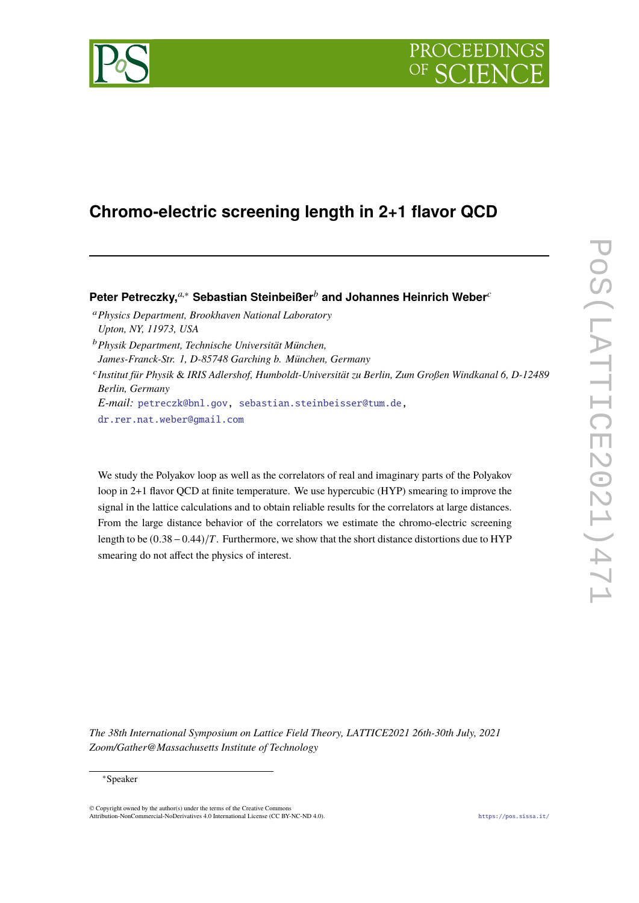# Chromo-electric screening length in 2+1 flavor QCD

**Peter Petreczky,**[a,*] **Sebastian Steinbeißer**[b] **and Johannes Heinrich Weber**[c]

[a] *Physics Department, Brookhaven National Laboratory Upton, NY, 11973, USA*

[b] *Physik Department, Technische Universität München, James-Franck-Str. 1, D-85748 Garching b. München, Germany*

[c] *Institut für Physik & IRIS Adlershof, Humboldt-Universität zu Berlin, Zum Großen Windkanal 6, D-12489 Berlin, Germany*

*E-mail:* petreczk@bnl.gov, sebastian.steinbeisser@tum.de, dr.rer.nat.weber@gmail.com

We study the Polyakov loop as well as the correlators of real and imaginary parts of the Polyakov loop in 2+1 flavor QCD at finite temperature. We use hypercubic (HYP) smearing to improve the signal in the lattice calculations and to obtain reliable results for the correlators at large distances. From the large distance behavior of the correlators we estimate the chromo-electric screening length to be $(0.38-0.44)/T$. Furthermore, we show that the short distance distortions due to HYP smearing do not affect the physics of interest.

*The 38th International Symposium on Lattice Field Theory, LATTICE2021 26th-30th July, 2021 Zoom/Gather@Massachusetts Institute of Technology*

[*] Speaker

© Copyright owned by the author(s) under the terms of the Creative Commons Attribution-NonCommercial-NoDerivatives 4.0 International License (CC BY-NC-ND 4.0).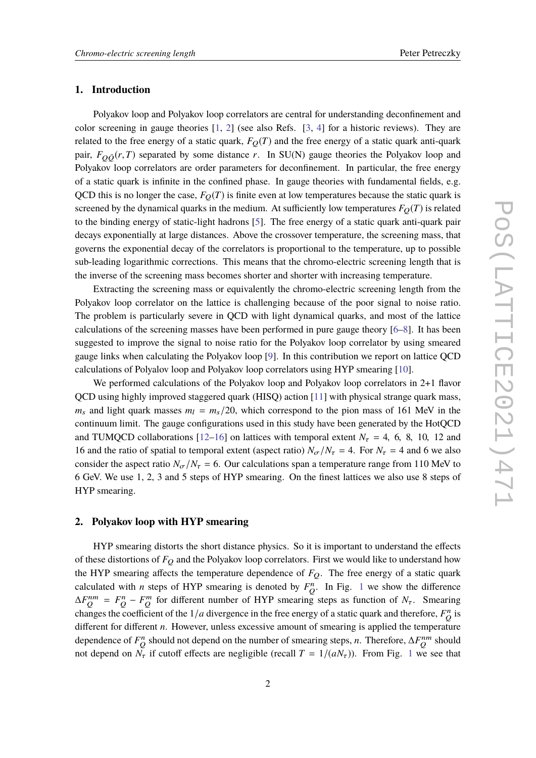## 1. Introduction

Polyakov loop and Polyakov loop correlators are central for understanding deconfinement and color screening in gauge theories [1, 2] (see also Refs. [3, 4] for a historic reviews). They are related to the free energy of a static quark, $F_Q(T)$ and the free energy of a static quark anti-quark pair, $F_{Q\bar{Q}}(r,T)$ separated by some distance $r$. In SU(N) gauge theories the Polyakov loop and Polyakov loop correlators are order parameters for deconfinement. In particular, the free energy of a static quark is infinite in the confined phase. In gauge theories with fundamental fields, e.g. QCD this is no longer the case, $F_Q(T)$ is finite even at low temperatures because the static quark is screened by the dynamical quarks in the medium. At sufficiently low temperatures $F_Q(T)$ is related to the binding energy of static-light hadrons [5]. The free energy of a static quark anti-quark pair decays exponentially at large distances. Above the crossover temperature, the screening mass, that governs the exponential decay of the correlators is proportional to the temperature, up to possible sub-leading logarithmic corrections. This means that the chromo-electric screening length that is the inverse of the screening mass becomes shorter and shorter with increasing temperature.

Extracting the screening mass or equivalently the chromo-electric screening length from the Polyakov loop correlator on the lattice is challenging because of the poor signal to noise ratio. The problem is particularly severe in QCD with light dynamical quarks, and most of the lattice calculations of the screening masses have been performed in pure gauge theory [6–8]. It has been suggested to improve the signal to noise ratio for the Polyakov loop correlator by using smeared gauge links when calculating the Polyakov loop [9]. In this contribution we report on lattice QCD calculations of Polyalov loop and Polyakov loop correlators using HYP smearing [10].

We performed calculations of the Polyakov loop and Polyakov loop correlators in 2+1 flavor QCD using highly improved staggered quark (HISQ) action [11] with physical strange quark mass, $m_s$ and light quark masses $m_l = m_s/20$, which correspond to the pion mass of 161 MeV in the continuum limit. The gauge configurations used in this study have been generated by the HotQCD and TUMQCD collaborations [12–16] on lattices with temporal extent $N_\tau = 4$, 6, 8, 10, 12 and 16 and the ratio of spatial to temporal extent (aspect ratio) $N_\sigma/N_\tau = 4$. For $N_\tau = 4$ and 6 we also consider the aspect ratio $N_\sigma/N_\tau = 6$. Our calculations span a temperature range from 110 MeV to 6 GeV. We use 1, 2, 3 and 5 steps of HYP smearing. On the finest lattices we also use 8 steps of HYP smearing.

## 2. Polyakov loop with HYP smearing

HYP smearing distorts the short distance physics. So it is important to understand the effects of these distortions of $F_Q$ and the Polyakov loop correlators. First we would like to understand how the HYP smearing affects the temperature dependence of $F_Q$. The free energy of a static quark calculated with $n$ steps of HYP smearing is denoted by $F_Q^n$. In Fig. 1 we show the difference $\Delta F_Q^{nm} = F_Q^n - F_Q^m$ for different number of HYP smearing steps as function of $N_\tau$. Smearing changes the coefficient of the $1/a$ divergence in the free energy of a static quark and therefore, $F_Q^n$ is different for different $n$. However, unless excessive amount of smearing is applied the temperature dependence of $F_Q^n$ should not depend on the number of smearing steps, $n$. Therefore, $\Delta F_Q^{nm}$ should not depend on $N_\tau$ if cutoff effects are negligible (recall $T = 1/(aN_\tau)$). From Fig. 1 we see that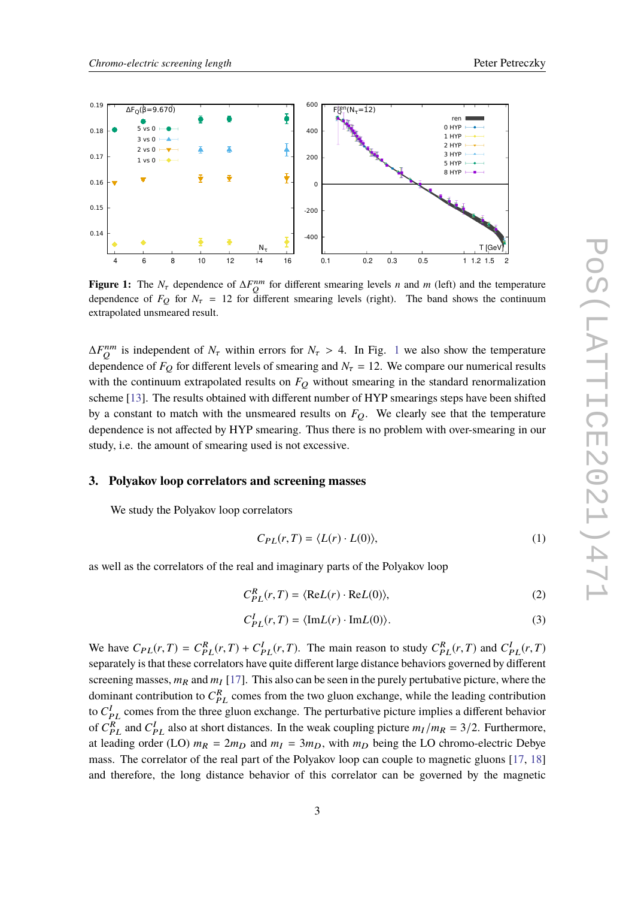**Figure 1:** The $N_\tau$ dependence of $\Delta F_Q^{nm}$ for different smearing levels $n$ and $m$ (left) and the temperature dependence of $F_Q$ for $N_\tau = 12$ for different smearing levels (right). The band shows the continuum extrapolated unsmeared result.

$\Delta F_Q^{nm}$ is independent of $N_\tau$ within errors for $N_\tau > 4$. In Fig. 1 we also show the temperature dependence of $F_Q$ for different levels of smearing and $N_\tau = 12$. We compare our numerical results with the continuum extrapolated results on $F_Q$ without smearing in the standard renormalization scheme [13]. The results obtained with different number of HYP smearings steps have been shifted by a constant to match with the unsmeared results on $F_Q$. We clearly see that the temperature dependence is not affected by HYP smearing. Thus there is no problem with over-smearing in our study, i.e. the amount of smearing used is not excessive.

## 3. Polyakov loop correlators and screening masses

We study the Polyakov loop correlators

$$C_{PL}(r,T) = \langle L(r) \cdot L(0) \rangle, \tag{1}$$

as well as the correlators of the real and imaginary parts of the Polyakov loop

$$C_{PL}^R(r,T) = \langle \mathrm{Re}L(r) \cdot \mathrm{Re}L(0) \rangle, \tag{2}$$

$$C_{PL}^I(r,T) = \langle \mathrm{Im}L(r) \cdot \mathrm{Im}L(0) \rangle. \tag{3}$$

We have $C_{PL}(r,T) = C_{PL}^R(r,T) + C_{PL}^I(r,T)$. The main reason to study $C_{PL}^R(r,T)$ and $C_{PL}^I(r,T)$ separately is that these correlators have quite different large distance behaviors governed by different screening masses, $m_R$ and $m_I$ [17]. This also can be seen in the purely pertubative picture, where the dominant contribution to $C_{PL}^R$ comes from the two gluon exchange, while the leading contribution to $C_{PL}^I$ comes from the three gluon exchange. The perturbative picture implies a different behavior of $C_{PL}^R$ and $C_{PL}^I$ also at short distances. In the weak coupling picture $m_I/m_R = 3/2$. Furthermore, at leading order (LO) $m_R = 2m_D$ and $m_I = 3m_D$, with $m_D$ being the LO chromo-electric Debye mass. The correlator of the real part of the Polyakov loop can couple to magnetic gluons [17, 18] and therefore, the long distance behavior of this correlator can be governed by the magnetic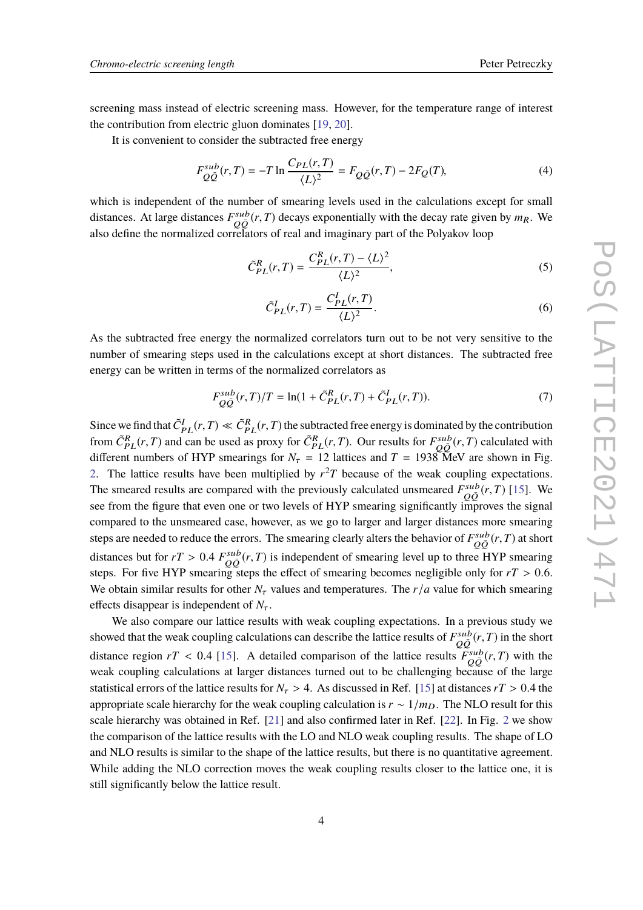screening mass instead of electric screening mass. However, for the temperature range of interest the contribution from electric gluon dominates [19, 20].

It is convenient to consider the subtracted free energy

$$F^{sub}_{Q\bar{Q}}(r,T) = -T \ln \frac{C_{PL}(r,T)}{\langle L \rangle^2} = F_{Q\bar{Q}}(r,T) - 2F_Q(T), \tag{4}$$

which is independent of the number of smearing levels used in the calculations except for small distances. At large distances $F^{sub}_{Q\bar{Q}}(r,T)$ decays exponentially with the decay rate given by $m_R$. We also define the normalized correlators of real and imaginary part of the Polyakov loop

$$\tilde{C}^R_{PL}(r,T) = \frac{C^R_{PL}(r,T) - \langle L \rangle^2}{\langle L \rangle^2}, \tag{5}$$

$$\tilde{C}^I_{PL}(r,T) = \frac{C^I_{PL}(r,T)}{\langle L \rangle^2}. \tag{6}$$

As the subtracted free energy the normalized correlators turn out to be not very sensitive to the number of smearing steps used in the calculations except at short distances. The subtracted free energy can be written in terms of the normalized correlators as

$$F^{sub}_{Q\bar{Q}}(r,T)/T = \ln(1 + \tilde{C}^R_{PL}(r,T) + \tilde{C}^I_{PL}(r,T)). \tag{7}$$

Since we find that $\tilde{C}^I_{PL}(r,T) \ll \tilde{C}^R_{PL}(r,T)$ the subtracted free energy is dominated by the contribution from $\tilde{C}^R_{PL}(r,T)$ and can be used as proxy for $\tilde{C}^R_{PL}(r,T)$. Our results for $F^{sub}_{Q\bar{Q}}(r,T)$ calculated with different numbers of HYP smearings for $N_\tau = 12$ lattices and $T = 1938$ MeV are shown in Fig. 2. The lattice results have been multiplied by $r^2 T$ because of the weak coupling expectations. The smeared results are compared with the previously calculated unsmeared $F^{sub}_{Q\bar{Q}}(r,T)$ [15]. We see from the figure that even one or two levels of HYP smearing significantly improves the signal compared to the unsmeared case, however, as we go to larger and larger distances more smearing steps are needed to reduce the errors. The smearing clearly alters the behavior of $F^{sub}_{Q\bar{Q}}(r,T)$ at short distances but for $rT > 0.4$ $F^{sub}_{Q\bar{Q}}(r,T)$ is independent of smearing level up to three HYP smearing steps. For five HYP smearing steps the effect of smearing becomes negligible only for $rT > 0.6$. We obtain similar results for other $N_\tau$ values and temperatures. The $r/a$ value for which smearing effects disappear is independent of $N_\tau$.

We also compare our lattice results with weak coupling expectations. In a previous study we showed that the weak coupling calculations can describe the lattice results of $F^{sub}_{Q\bar{Q}}(r,T)$ in the short distance region $rT < 0.4$ [15]. A detailed comparison of the lattice results $F^{sub}_{Q\bar{Q}}(r,T)$ with the weak coupling calculations at larger distances turned out to be challenging because of the large statistical errors of the lattice results for $N_\tau > 4$. As discussed in Ref. [15] at distances $rT > 0.4$ the appropriate scale hierarchy for the weak coupling calculation is $r \sim 1/m_D$. The NLO result for this scale hierarchy was obtained in Ref. [21] and also confirmed later in Ref. [22]. In Fig. 2 we show the comparison of the lattice results with the LO and NLO weak coupling results. The shape of LO and NLO results is similar to the shape of the lattice results, but there is no quantitative agreement. While adding the NLO correction moves the weak coupling results closer to the lattice one, it is still significantly below the lattice result.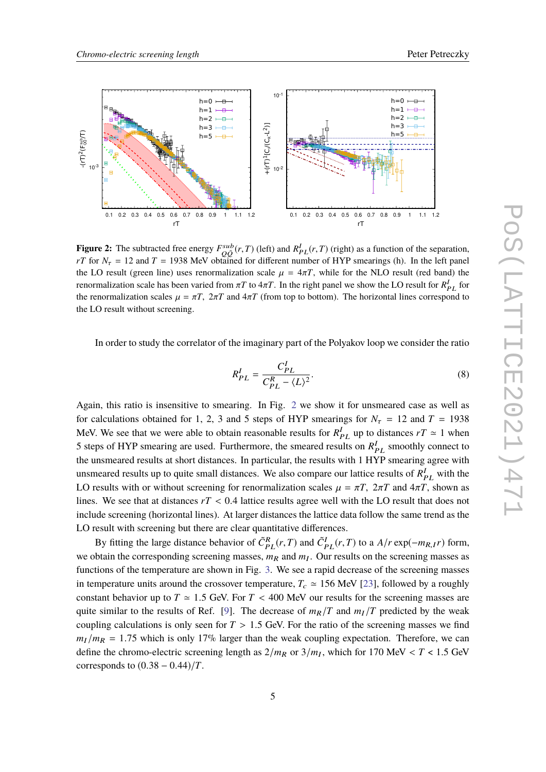**Figure 2:** The subtracted free energy $F^{sub}_{Q\bar{Q}}(r,T)$ (left) and $R^I_{PL}(r,T)$ (right) as a function of the separation, $rT$ for $N_\tau = 12$ and $T = 1938$ MeV obtained for different number of HYP smearings (h). In the left panel the LO result (green line) uses renormalization scale $\mu = 4\pi T$, while for the NLO result (red band) the renormalization scale has been varied from $\pi T$ to $4\pi T$. In the right panel we show the LO result for $R^I_{PL}$ for the renormalization scales $\mu = \pi T$, $2\pi T$ and $4\pi T$ (from top to bottom). The horizontal lines correspond to the LO result without screening.

In order to study the correlator of the imaginary part of the Polyakov loop we consider the ratio

$$R^I_{PL} = \frac{C^I_{PL}}{C^R_{PL} - \langle L \rangle^2}. \tag{8}$$

Again, this ratio is insensitive to smearing. In Fig. 2 we show it for unsmeared case as well as for calculations obtained for 1, 2, 3 and 5 steps of HYP smearings for $N_\tau = 12$ and $T = 1938$ MeV. We see that we were able to obtain reasonable results for $R^I_{PL}$ up to distances $rT \simeq 1$ when 5 steps of HYP smearing are used. Furthermore, the smeared results on $R^I_{PL}$ smoothly connect to the unsmeared results at short distances. In particular, the results with 1 HYP smearing agree with unsmeared results up to quite small distances. We also compare our lattice results of $R^I_{PL}$ with the LO results with or without screening for renormalization scales $\mu = \pi T$, $2\pi T$ and $4\pi T$, shown as lines. We see that at distances $rT < 0.4$ lattice results agree well with the LO result that does not include screening (horizontal lines). At larger distances the lattice data follow the same trend as the LO result with screening but there are clear quantitative differences.

By fitting the large distance behavior of $\tilde{C}^R_{PL}(r,T)$ and $\tilde{C}^I_{PL}(r,T)$ to a $A/r\exp(-m_{R,I}r)$ form, we obtain the corresponding screening masses, $m_R$ and $m_I$. Our results on the screening masses as functions of the temperature are shown in Fig. 3. We see a rapid decrease of the screening masses in temperature units around the crossover temperature, $T_c \simeq 156$ MeV [23], followed by a roughly constant behavior up to $T \simeq 1.5$ GeV. For $T < 400$ MeV our results for the screening masses are quite similar to the results of Ref. [9]. The decrease of $m_R/T$ and $m_I/T$ predicted by the weak coupling calculations is only seen for $T > 1.5$ GeV. For the ratio of the screening masses we find $m_I/m_R = 1.75$ which is only 17% larger than the weak coupling expectation. Therefore, we can define the chromo-electric screening length as $2/m_R$ or $3/m_I$, which for 170 MeV $< T <$ 1.5 GeV corresponds to $(0.38 - 0.44)/T$.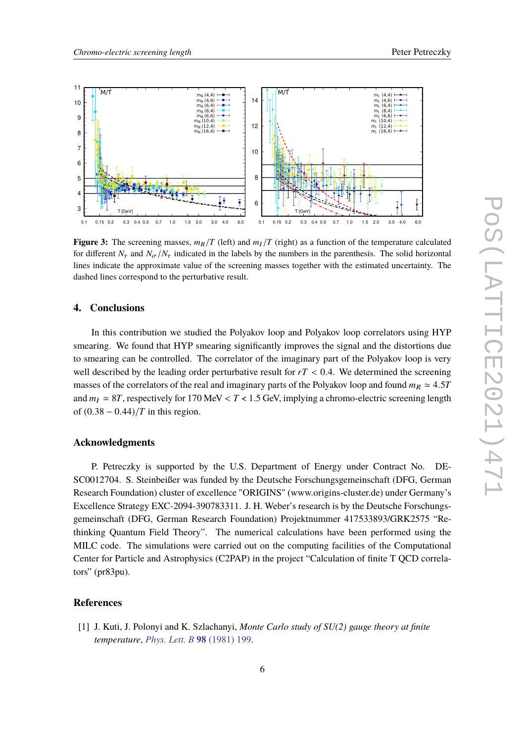**Figure 3:** The screening masses, $m_R/T$ (left) and $m_I/T$ (right) as a function of the temperature calculated for different $N_\tau$ and $N_\sigma/N_\tau$ indicated in the labels by the numbers in the parenthesis. The solid horizontal lines indicate the approximate value of the screening masses together with the estimated uncertainty. The dashed lines correspond to the perturbative result.

## 4. Conclusions

In this contribution we studied the Polyakov loop and Polyakov loop correlators using HYP smearing. We found that HYP smearing significantly improves the signal and the distortions due to smearing can be controlled. The correlator of the imaginary part of the Polyakov loop is very well described by the leading order perturbative result for $rT < 0.4$. We determined the screening masses of the correlators of the real and imaginary parts of the Polyakov loop and found $m_R \simeq 4.5T$ and $m_I \simeq 8T$, respectively for 170 MeV $< T <$ 1.5 GeV, implying a chromo-electric screening length of $(0.38-0.44)/T$ in this region.

## Acknowledgments

P. Petreczky is supported by the U.S. Department of Energy under Contract No. DE-SC0012704. S. Steinbeißer was funded by the Deutsche Forschungsgemeinschaft (DFG, German Research Foundation) cluster of excellence "ORIGINS" (www.origins-cluster.de) under Germany's Excellence Strategy EXC-2094-390783311. J. H. Weber's research is by the Deutsche Forschungsgemeinschaft (DFG, German Research Foundation) Projektnummer 417533893/GRK2575 "Rethinking Quantum Field Theory". The numerical calculations have been performed using the MILC code. The simulations were carried out on the computing facilities of the Computational Center for Particle and Astrophysics (C2PAP) in the project "Calculation of finite T QCD correlators" (pr83pu).

## References

[1] J. Kuti, J. Polonyi and K. Szlachanyi, *Monte Carlo study of SU(2) gauge theory at finite temperature*, Phys. Lett. B **98** (1981) 199.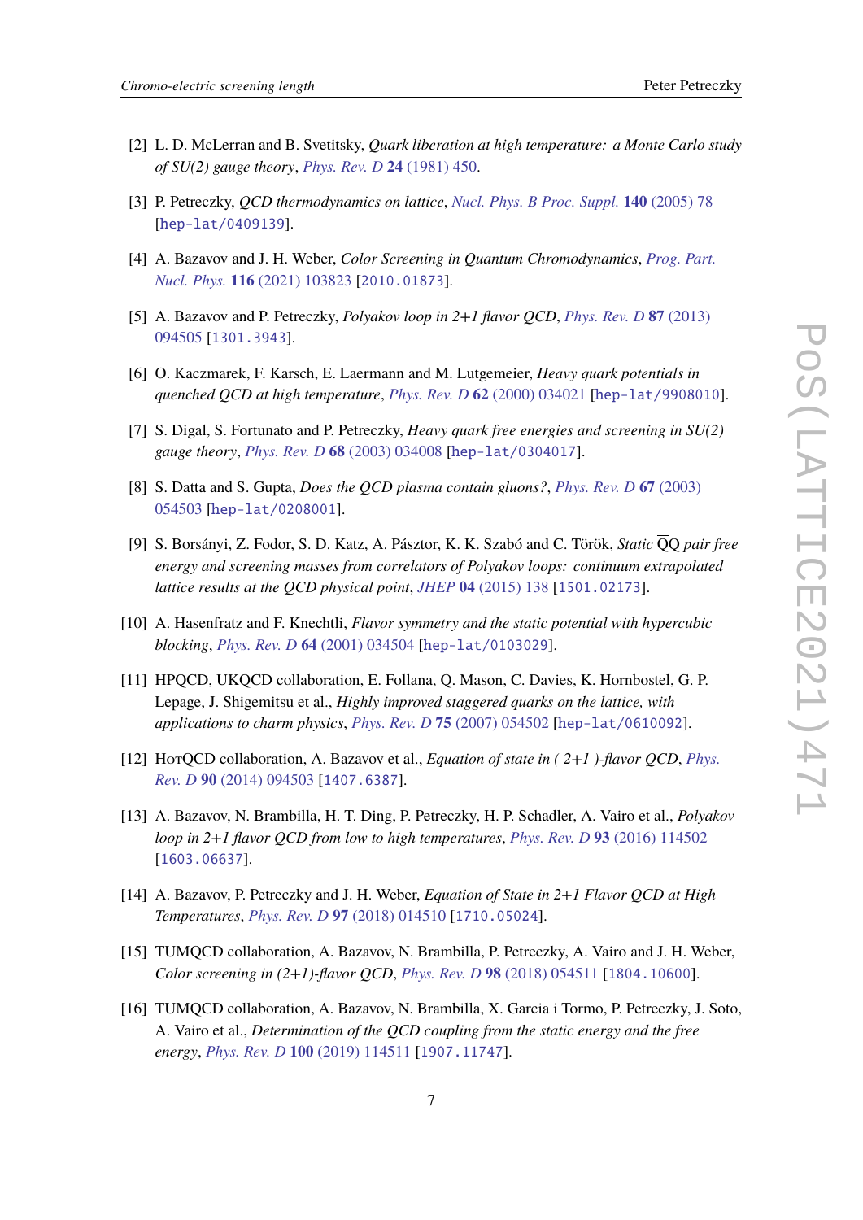[2] L. D. McLerran and B. Svetitsky, *Quark liberation at high temperature: a Monte Carlo study of SU(2) gauge theory*, Phys. Rev. D **24** (1981) 450.

[3] P. Petreczky, *QCD thermodynamics on lattice*, Nucl. Phys. B Proc. Suppl. **140** (2005) 78 [hep-lat/0409139].

[4] A. Bazavov and J. H. Weber, *Color Screening in Quantum Chromodynamics*, Prog. Part. Nucl. Phys. **116** (2021) 103823 [2010.01873].

[5] A. Bazavov and P. Petreczky, *Polyakov loop in 2+1 flavor QCD*, Phys. Rev. D **87** (2013) 094505 [1301.3943].

[6] O. Kaczmarek, F. Karsch, E. Laermann and M. Lutgemeier, *Heavy quark potentials in quenched QCD at high temperature*, Phys. Rev. D **62** (2000) 034021 [hep-lat/9908010].

[7] S. Digal, S. Fortunato and P. Petreczky, *Heavy quark free energies and screening in SU(2) gauge theory*, Phys. Rev. D **68** (2003) 034008 [hep-lat/0304017].

[8] S. Datta and S. Gupta, *Does the QCD plasma contain gluons?*, Phys. Rev. D **67** (2003) 054503 [hep-lat/0208001].

[9] S. Borsányi, Z. Fodor, S. D. Katz, A. Pásztor, K. K. Szabó and C. Török, *Static $\overline{\mathrm{Q}}\mathrm{Q}$ pair free energy and screening masses from correlators of Polyakov loops: continuum extrapolated lattice results at the QCD physical point*, JHEP **04** (2015) 138 [1501.02173].

[10] A. Hasenfratz and F. Knechtli, *Flavor symmetry and the static potential with hypercubic blocking*, Phys. Rev. D **64** (2001) 034504 [hep-lat/0103029].

[11] HPQCD, UKQCD collaboration, E. Follana, Q. Mason, C. Davies, K. Hornbostel, G. P. Lepage, J. Shigemitsu et al., *Highly improved staggered quarks on the lattice, with applications to charm physics*, Phys. Rev. D **75** (2007) 054502 [hep-lat/0610092].

[12] HotQCD collaboration, A. Bazavov et al., *Equation of state in ( 2+1 )-flavor QCD*, Phys. Rev. D **90** (2014) 094503 [1407.6387].

[13] A. Bazavov, N. Brambilla, H. T. Ding, P. Petreczky, H. P. Schadler, A. Vairo et al., *Polyakov loop in 2+1 flavor QCD from low to high temperatures*, Phys. Rev. D **93** (2016) 114502 [1603.06637].

[14] A. Bazavov, P. Petreczky and J. H. Weber, *Equation of State in 2+1 Flavor QCD at High Temperatures*, Phys. Rev. D **97** (2018) 014510 [1710.05024].

[15] TUMQCD collaboration, A. Bazavov, N. Brambilla, P. Petreczky, A. Vairo and J. H. Weber, *Color screening in (2+1)-flavor QCD*, Phys. Rev. D **98** (2018) 054511 [1804.10600].

[16] TUMQCD collaboration, A. Bazavov, N. Brambilla, X. Garcia i Tormo, P. Petreczky, J. Soto, A. Vairo et al., *Determination of the QCD coupling from the static energy and the free energy*, Phys. Rev. D **100** (2019) 114511 [1907.11747].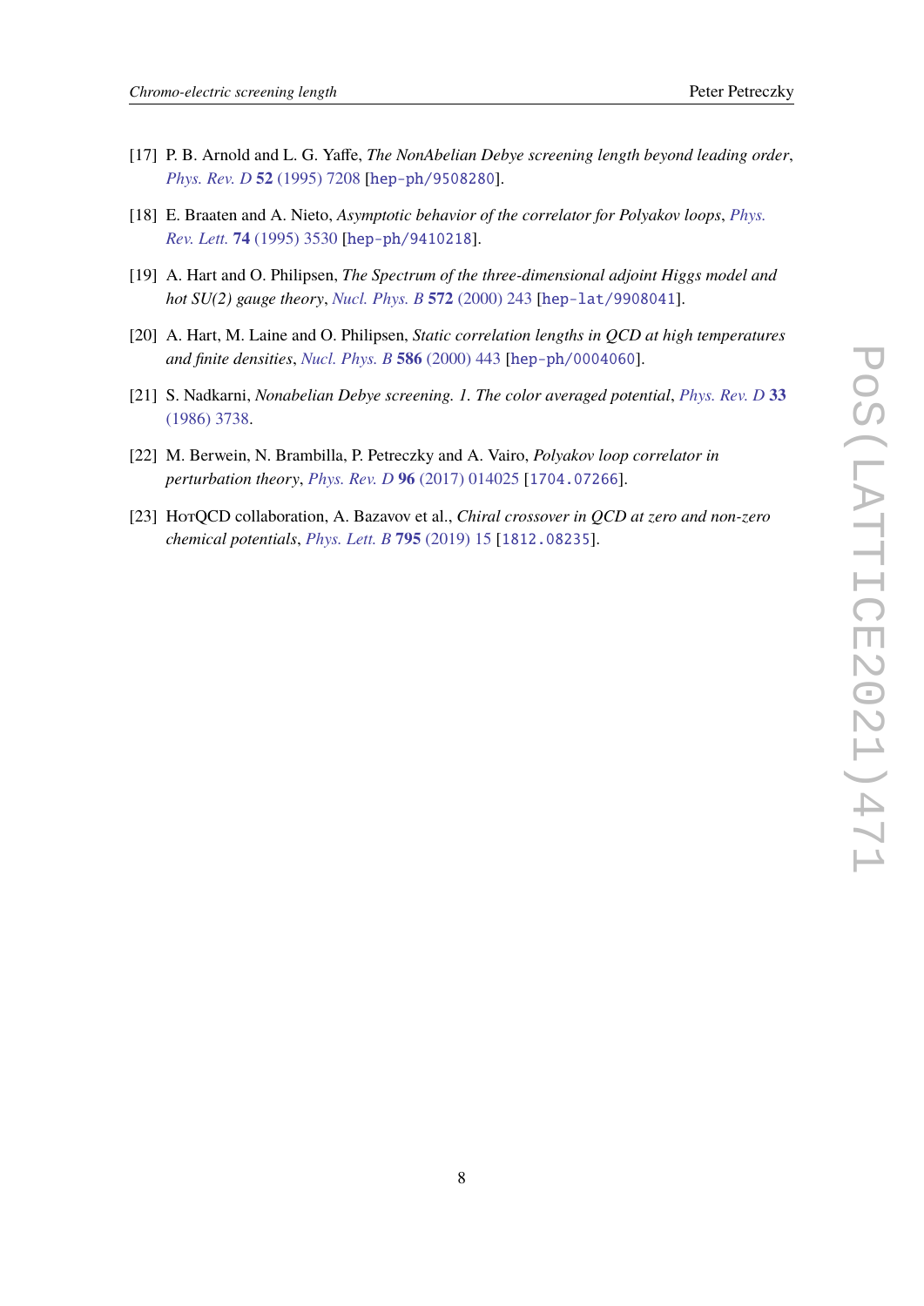[17] P. B. Arnold and L. G. Yaffe, *The NonAbelian Debye screening length beyond leading order*, *Phys. Rev. D* **52** (1995) 7208 [hep-ph/9508280].

[18] E. Braaten and A. Nieto, *Asymptotic behavior of the correlator for Polyakov loops*, *Phys. Rev. Lett.* **74** (1995) 3530 [hep-ph/9410218].

[19] A. Hart and O. Philipsen, *The Spectrum of the three-dimensional adjoint Higgs model and hot SU(2) gauge theory*, *Nucl. Phys. B* **572** (2000) 243 [hep-lat/9908041].

[20] A. Hart, M. Laine and O. Philipsen, *Static correlation lengths in QCD at high temperatures and finite densities*, *Nucl. Phys. B* **586** (2000) 443 [hep-ph/0004060].

[21] S. Nadkarni, *Nonabelian Debye screening. 1. The color averaged potential*, *Phys. Rev. D* **33** (1986) 3738.

[22] M. Berwein, N. Brambilla, P. Petreczky and A. Vairo, *Polyakov loop correlator in perturbation theory*, *Phys. Rev. D* **96** (2017) 014025 [1704.07266].

[23] HotQCD collaboration, A. Bazavov et al., *Chiral crossover in QCD at zero and non-zero chemical potentials*, *Phys. Lett. B* **795** (2019) 15 [1812.08235].